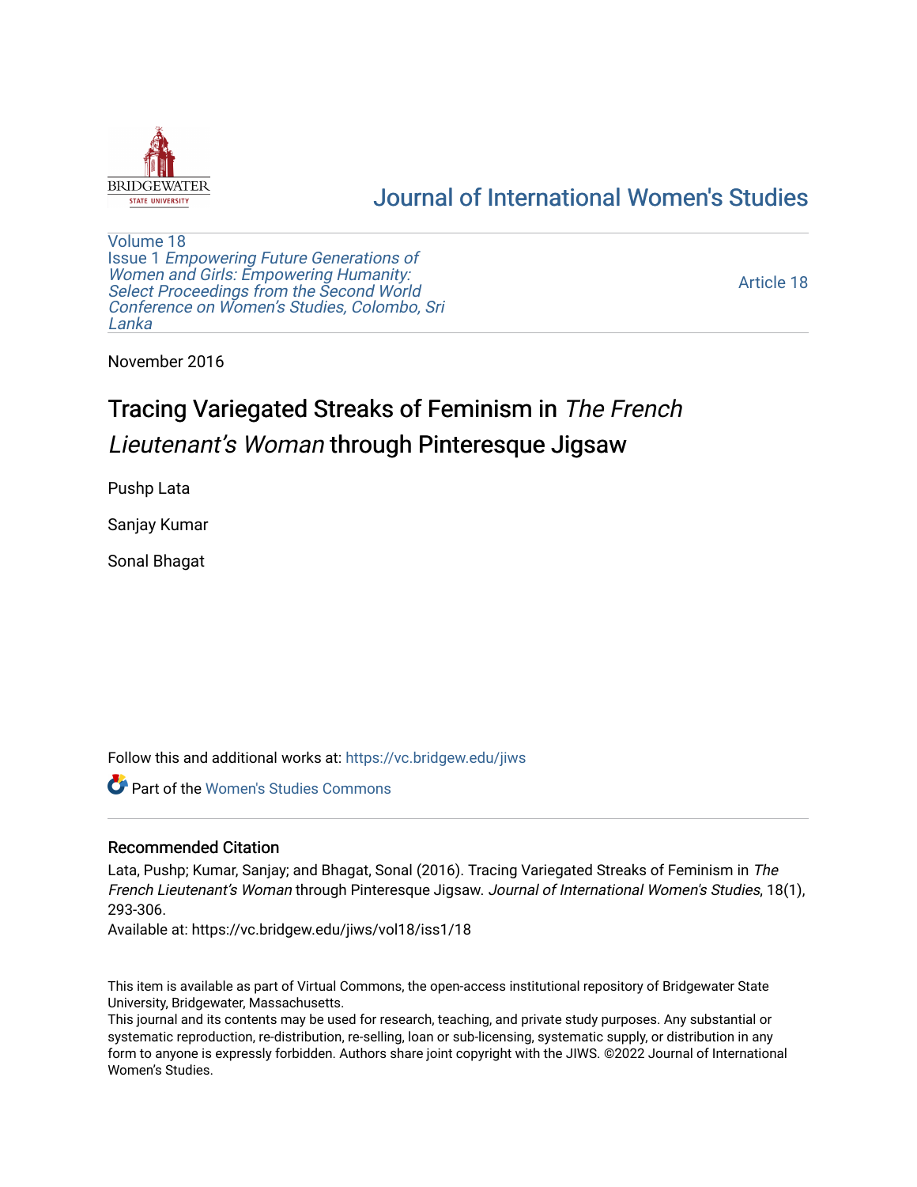# Journal of International Women's Studies

Volume 18
Issue 1 *Empowering Future Generations of Women and Girls: Empowering Humanity: Select Proceedings from the Second World Conference on Women's Studies, Colombo, Sri Lanka*

Article 18

November 2016

# Tracing Variegated Streaks of Feminism in *The French Lieutenant's Woman* through Pinteresque Jigsaw

Pushp Lata

Sanjay Kumar

Sonal Bhagat

Follow this and additional works at: https://vc.bridgew.edu/jiws

Part of the Women's Studies Commons

## Recommended Citation

Lata, Pushp; Kumar, Sanjay; and Bhagat, Sonal (2016). Tracing Variegated Streaks of Feminism in *The French Lieutenant's Woman* through Pinteresque Jigsaw. *Journal of International Women's Studies*, 18(1), 293-306.
Available at: https://vc.bridgew.edu/jiws/vol18/iss1/18

This item is available as part of Virtual Commons, the open-access institutional repository of Bridgewater State University, Bridgewater, Massachusetts.
This journal and its contents may be used for research, teaching, and private study purposes. Any substantial or systematic reproduction, re-distribution, re-selling, loan or sub-licensing, systematic supply, or distribution in any form to anyone is expressly forbidden. Authors share joint copyright with the JIWS. ©2022 Journal of International Women's Studies.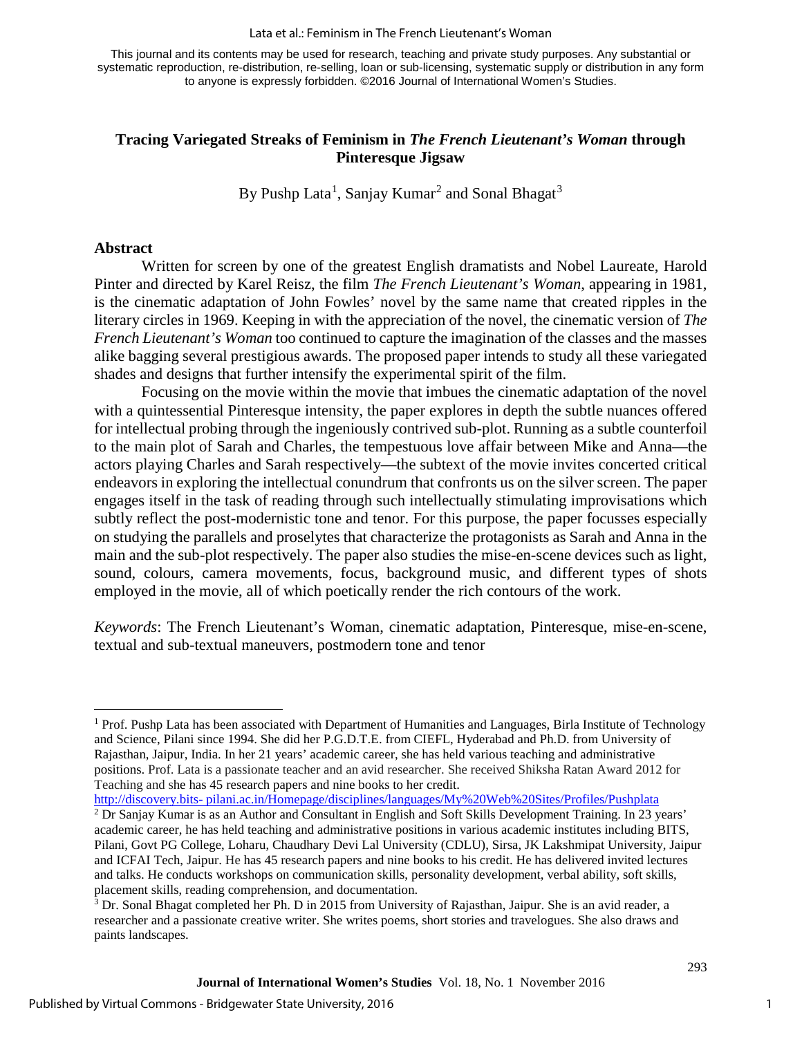This journal and its contents may be used for research, teaching and private study purposes. Any substantial or systematic reproduction, re-distribution, re-selling, loan or sub-licensing, systematic supply or distribution in any form to anyone is expressly forbidden. ©2016 Journal of International Women's Studies.

# Tracing Variegated Streaks of Feminism in *The French Lieutenant's Woman* through Pinteresque Jigsaw

By Pushp Lata[1], Sanjay Kumar[2] and Sonal Bhagat[3]

## Abstract

Written for screen by one of the greatest English dramatists and Nobel Laureate, Harold Pinter and directed by Karel Reisz, the film *The French Lieutenant's Woman*, appearing in 1981, is the cinematic adaptation of John Fowles' novel by the same name that created ripples in the literary circles in 1969. Keeping in with the appreciation of the novel, the cinematic version of *The French Lieutenant's Woman* too continued to capture the imagination of the classes and the masses alike bagging several prestigious awards. The proposed paper intends to study all these variegated shades and designs that further intensify the experimental spirit of the film.

Focusing on the movie within the movie that imbues the cinematic adaptation of the novel with a quintessential Pinteresque intensity, the paper explores in depth the subtle nuances offered for intellectual probing through the ingeniously contrived sub-plot. Running as a subtle counterfoil to the main plot of Sarah and Charles, the tempestuous love affair between Mike and Anna—the actors playing Charles and Sarah respectively—the subtext of the movie invites concerted critical endeavors in exploring the intellectual conundrum that confronts us on the silver screen. The paper engages itself in the task of reading through such intellectually stimulating improvisations which subtly reflect the post-modernistic tone and tenor. For this purpose, the paper focusses especially on studying the parallels and proselytes that characterize the protagonists as Sarah and Anna in the main and the sub-plot respectively. The paper also studies the mise-en-scene devices such as light, sound, colours, camera movements, focus, background music, and different types of shots employed in the movie, all of which poetically render the rich contours of the work.

*Keywords*: The French Lieutenant's Woman, cinematic adaptation, Pinteresque, mise-en-scene, textual and sub-textual maneuvers, postmodern tone and tenor

---

[1] Prof. Pushp Lata has been associated with Department of Humanities and Languages, Birla Institute of Technology and Science, Pilani since 1994. She did her P.G.D.T.E. from CIEFL, Hyderabad and Ph.D. from University of Rajasthan, Jaipur, India. In her 21 years' academic career, she has held various teaching and administrative positions. Prof. Lata is a passionate teacher and an avid researcher. She received Shiksha Ratan Award 2012 for Teaching and she has 45 research papers and nine books to her credit. http://discovery.bits- pilani.ac.in/Homepage/disciplines/languages/My%20Web%20Sites/Profiles/Pushplata

[2] Dr Sanjay Kumar is as an Author and Consultant in English and Soft Skills Development Training. In 23 years' academic career, he has held teaching and administrative positions in various academic institutes including BITS, Pilani, Govt PG College, Loharu, Chaudhary Devi Lal University (CDLU), Sirsa, JK Lakshmipat University, Jaipur and ICFAI Tech, Jaipur. He has 45 research papers and nine books to his credit. He has delivered invited lectures and talks. He conducts workshops on communication skills, personality development, verbal ability, soft skills, placement skills, reading comprehension, and documentation.

[3] Dr. Sonal Bhagat completed her Ph. D in 2015 from University of Rajasthan, Jaipur. She is an avid reader, a researcher and a passionate creative writer. She writes poems, short stories and travelogues. She also draws and paints landscapes.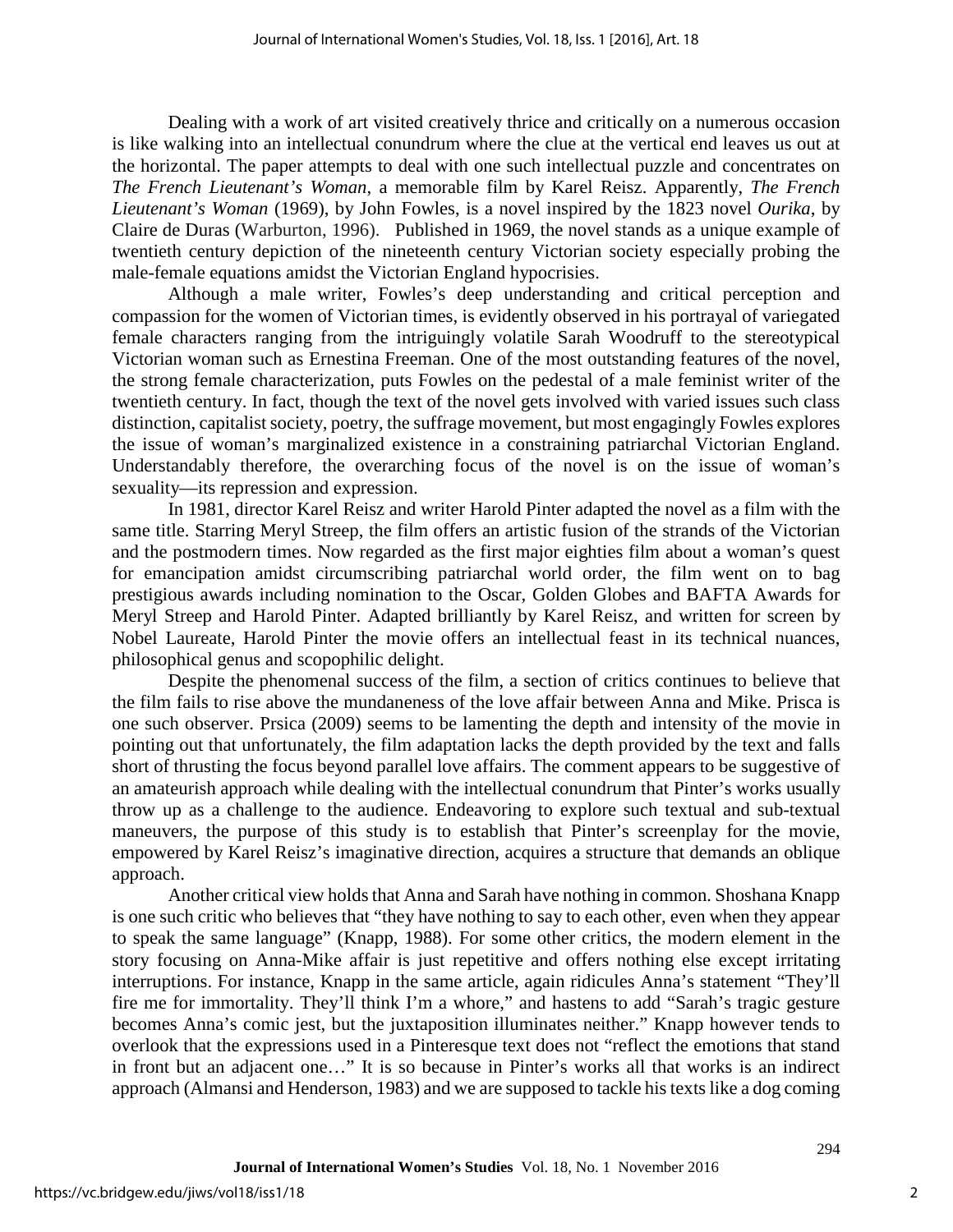Dealing with a work of art visited creatively thrice and critically on a numerous occasion is like walking into an intellectual conundrum where the clue at the vertical end leaves us out at the horizontal. The paper attempts to deal with one such intellectual puzzle and concentrates on *The French Lieutenant's Woman*, a memorable film by Karel Reisz. Apparently, *The French Lieutenant's Woman* (1969), by John Fowles, is a novel inspired by the 1823 novel *Ourika*, by Claire de Duras (Warburton, 1996). Published in 1969, the novel stands as a unique example of twentieth century depiction of the nineteenth century Victorian society especially probing the male-female equations amidst the Victorian England hypocrisies.

Although a male writer, Fowles's deep understanding and critical perception and compassion for the women of Victorian times, is evidently observed in his portrayal of variegated female characters ranging from the intriguingly volatile Sarah Woodruff to the stereotypical Victorian woman such as Ernestina Freeman. One of the most outstanding features of the novel, the strong female characterization, puts Fowles on the pedestal of a male feminist writer of the twentieth century. In fact, though the text of the novel gets involved with varied issues such class distinction, capitalist society, poetry, the suffrage movement, but most engagingly Fowles explores the issue of woman's marginalized existence in a constraining patriarchal Victorian England. Understandably therefore, the overarching focus of the novel is on the issue of woman's sexuality—its repression and expression.

In 1981, director Karel Reisz and writer Harold Pinter adapted the novel as a film with the same title. Starring Meryl Streep, the film offers an artistic fusion of the strands of the Victorian and the postmodern times. Now regarded as the first major eighties film about a woman's quest for emancipation amidst circumscribing patriarchal world order, the film went on to bag prestigious awards including nomination to the Oscar, Golden Globes and BAFTA Awards for Meryl Streep and Harold Pinter. Adapted brilliantly by Karel Reisz, and written for screen by Nobel Laureate, Harold Pinter the movie offers an intellectual feast in its technical nuances, philosophical genus and scopophilic delight.

Despite the phenomenal success of the film, a section of critics continues to believe that the film fails to rise above the mundaneness of the love affair between Anna and Mike. Prisca is one such observer. Prsica (2009) seems to be lamenting the depth and intensity of the movie in pointing out that unfortunately, the film adaptation lacks the depth provided by the text and falls short of thrusting the focus beyond parallel love affairs. The comment appears to be suggestive of an amateurish approach while dealing with the intellectual conundrum that Pinter's works usually throw up as a challenge to the audience. Endeavoring to explore such textual and sub-textual maneuvers, the purpose of this study is to establish that Pinter's screenplay for the movie, empowered by Karel Reisz's imaginative direction, acquires a structure that demands an oblique approach.

Another critical view holds that Anna and Sarah have nothing in common. Shoshana Knapp is one such critic who believes that "they have nothing to say to each other, even when they appear to speak the same language" (Knapp, 1988). For some other critics, the modern element in the story focusing on Anna-Mike affair is just repetitive and offers nothing else except irritating interruptions. For instance, Knapp in the same article, again ridicules Anna's statement "They'll fire me for immortality. They'll think I'm a whore," and hastens to add "Sarah's tragic gesture becomes Anna's comic jest, but the juxtaposition illuminates neither." Knapp however tends to overlook that the expressions used in a Pinteresque text does not "reflect the emotions that stand in front but an adjacent one…" It is so because in Pinter's works all that works is an indirect approach (Almansi and Henderson, 1983) and we are supposed to tackle his texts like a dog coming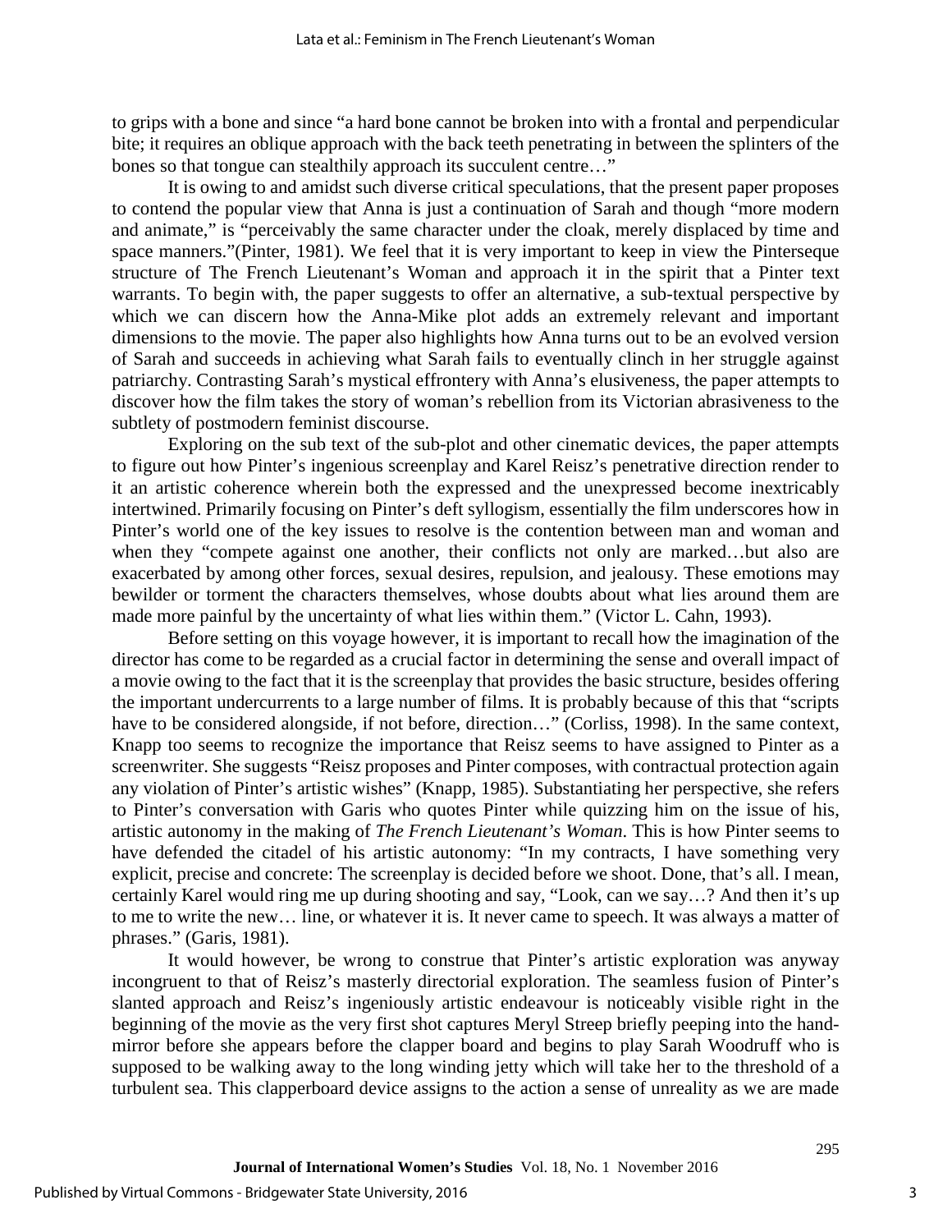to grips with a bone and since "a hard bone cannot be broken into with a frontal and perpendicular bite; it requires an oblique approach with the back teeth penetrating in between the splinters of the bones so that tongue can stealthily approach its succulent centre…"

It is owing to and amidst such diverse critical speculations, that the present paper proposes to contend the popular view that Anna is just a continuation of Sarah and though "more modern and animate," is "perceivably the same character under the cloak, merely displaced by time and space manners."(Pinter, 1981). We feel that it is very important to keep in view the Pinterseque structure of The French Lieutenant's Woman and approach it in the spirit that a Pinter text warrants. To begin with, the paper suggests to offer an alternative, a sub-textual perspective by which we can discern how the Anna-Mike plot adds an extremely relevant and important dimensions to the movie. The paper also highlights how Anna turns out to be an evolved version of Sarah and succeeds in achieving what Sarah fails to eventually clinch in her struggle against patriarchy. Contrasting Sarah's mystical effrontery with Anna's elusiveness, the paper attempts to discover how the film takes the story of woman's rebellion from its Victorian abrasiveness to the subtlety of postmodern feminist discourse.

Exploring on the sub text of the sub-plot and other cinematic devices, the paper attempts to figure out how Pinter's ingenious screenplay and Karel Reisz's penetrative direction render to it an artistic coherence wherein both the expressed and the unexpressed become inextricably intertwined. Primarily focusing on Pinter's deft syllogism, essentially the film underscores how in Pinter's world one of the key issues to resolve is the contention between man and woman and when they "compete against one another, their conflicts not only are marked…but also are exacerbated by among other forces, sexual desires, repulsion, and jealousy. These emotions may bewilder or torment the characters themselves, whose doubts about what lies around them are made more painful by the uncertainty of what lies within them." (Victor L. Cahn, 1993).

Before setting on this voyage however, it is important to recall how the imagination of the director has come to be regarded as a crucial factor in determining the sense and overall impact of a movie owing to the fact that it is the screenplay that provides the basic structure, besides offering the important undercurrents to a large number of films. It is probably because of this that "scripts have to be considered alongside, if not before, direction…" (Corliss, 1998). In the same context, Knapp too seems to recognize the importance that Reisz seems to have assigned to Pinter as a screenwriter. She suggests "Reisz proposes and Pinter composes, with contractual protection again any violation of Pinter's artistic wishes" (Knapp, 1985). Substantiating her perspective, she refers to Pinter's conversation with Garis who quotes Pinter while quizzing him on the issue of his, artistic autonomy in the making of *The French Lieutenant's Woman*. This is how Pinter seems to have defended the citadel of his artistic autonomy: "In my contracts, I have something very explicit, precise and concrete: The screenplay is decided before we shoot. Done, that's all. I mean, certainly Karel would ring me up during shooting and say, "Look, can we say…? And then it's up to me to write the new… line, or whatever it is. It never came to speech. It was always a matter of phrases." (Garis, 1981).

It would however, be wrong to construe that Pinter's artistic exploration was anyway incongruent to that of Reisz's masterly directorial exploration. The seamless fusion of Pinter's slanted approach and Reisz's ingeniously artistic endeavour is noticeably visible right in the beginning of the movie as the very first shot captures Meryl Streep briefly peeping into the hand-mirror before she appears before the clapper board and begins to play Sarah Woodruff who is supposed to be walking away to the long winding jetty which will take her to the threshold of a turbulent sea. This clapperboard device assigns to the action a sense of unreality as we are made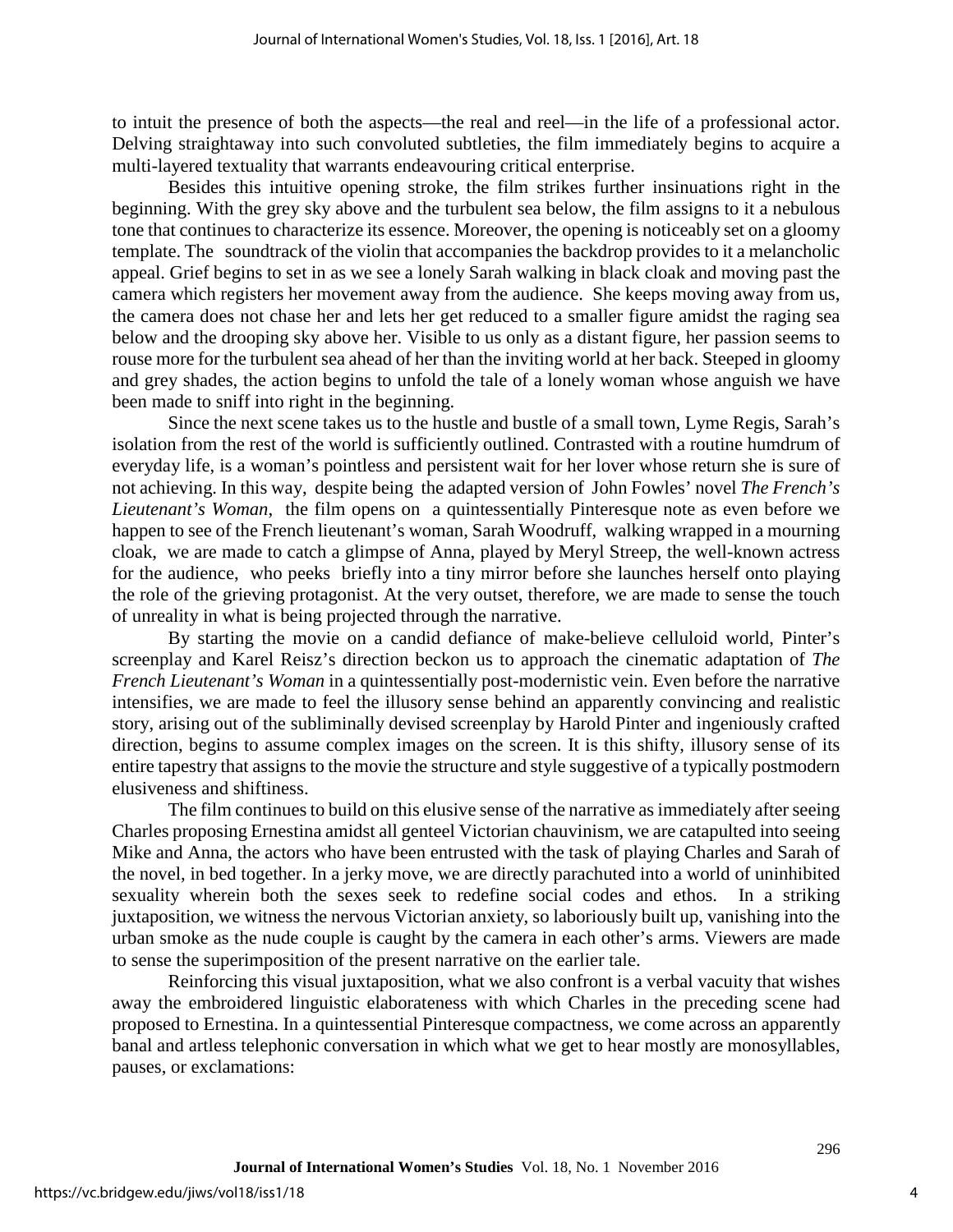to intuit the presence of both the aspects—the real and reel—in the life of a professional actor. Delving straightaway into such convoluted subtleties, the film immediately begins to acquire a multi-layered textuality that warrants endeavouring critical enterprise.

Besides this intuitive opening stroke, the film strikes further insinuations right in the beginning. With the grey sky above and the turbulent sea below, the film assigns to it a nebulous tone that continues to characterize its essence. Moreover, the opening is noticeably set on a gloomy template. The soundtrack of the violin that accompanies the backdrop provides to it a melancholic appeal. Grief begins to set in as we see a lonely Sarah walking in black cloak and moving past the camera which registers her movement away from the audience. She keeps moving away from us, the camera does not chase her and lets her get reduced to a smaller figure amidst the raging sea below and the drooping sky above her. Visible to us only as a distant figure, her passion seems to rouse more for the turbulent sea ahead of her than the inviting world at her back. Steeped in gloomy and grey shades, the action begins to unfold the tale of a lonely woman whose anguish we have been made to sniff into right in the beginning.

Since the next scene takes us to the hustle and bustle of a small town, Lyme Regis, Sarah's isolation from the rest of the world is sufficiently outlined. Contrasted with a routine humdrum of everyday life, is a woman's pointless and persistent wait for her lover whose return she is sure of not achieving. In this way, despite being the adapted version of John Fowles' novel *The French's Lieutenant's Woman*, the film opens on a quintessentially Pinteresque note as even before we happen to see of the French lieutenant's woman, Sarah Woodruff, walking wrapped in a mourning cloak, we are made to catch a glimpse of Anna, played by Meryl Streep, the well-known actress for the audience, who peeks briefly into a tiny mirror before she launches herself onto playing the role of the grieving protagonist. At the very outset, therefore, we are made to sense the touch of unreality in what is being projected through the narrative.

By starting the movie on a candid defiance of make-believe celluloid world, Pinter's screenplay and Karel Reisz's direction beckon us to approach the cinematic adaptation of *The French Lieutenant's Woman* in a quintessentially post-modernistic vein. Even before the narrative intensifies, we are made to feel the illusory sense behind an apparently convincing and realistic story, arising out of the subliminally devised screenplay by Harold Pinter and ingeniously crafted direction, begins to assume complex images on the screen. It is this shifty, illusory sense of its entire tapestry that assigns to the movie the structure and style suggestive of a typically postmodern elusiveness and shiftiness.

The film continues to build on this elusive sense of the narrative as immediately after seeing Charles proposing Ernestina amidst all genteel Victorian chauvinism, we are catapulted into seeing Mike and Anna, the actors who have been entrusted with the task of playing Charles and Sarah of the novel, in bed together. In a jerky move, we are directly parachuted into a world of uninhibited sexuality wherein both the sexes seek to redefine social codes and ethos. In a striking juxtaposition, we witness the nervous Victorian anxiety, so laboriously built up, vanishing into the urban smoke as the nude couple is caught by the camera in each other's arms. Viewers are made to sense the superimposition of the present narrative on the earlier tale.

Reinforcing this visual juxtaposition, what we also confront is a verbal vacuity that wishes away the embroidered linguistic elaborateness with which Charles in the preceding scene had proposed to Ernestina. In a quintessential Pinteresque compactness, we come across an apparently banal and artless telephonic conversation in which what we get to hear mostly are monosyllables, pauses, or exclamations: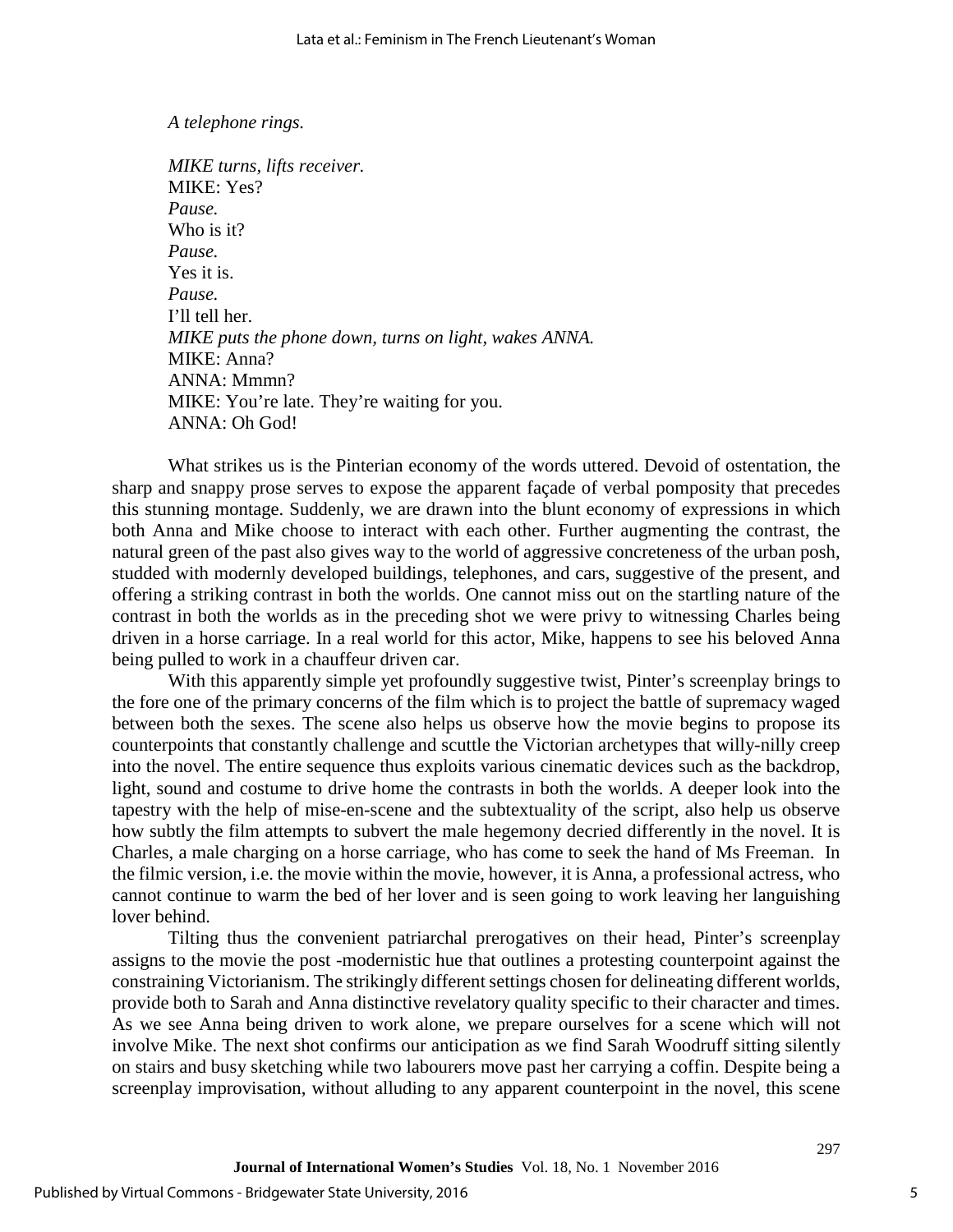*A telephone rings.*

*MIKE turns, lifts receiver.*
MIKE: Yes?
*Pause.*
Who is it?
*Pause.*
Yes it is.
*Pause.*
I'll tell her.
*MIKE puts the phone down, turns on light, wakes ANNA.*
MIKE: Anna?
ANNA: Mmmn?
MIKE: You're late. They're waiting for you.
ANNA: Oh God!

What strikes us is the Pinterian economy of the words uttered. Devoid of ostentation, the sharp and snappy prose serves to expose the apparent façade of verbal pomposity that precedes this stunning montage. Suddenly, we are drawn into the blunt economy of expressions in which both Anna and Mike choose to interact with each other. Further augmenting the contrast, the natural green of the past also gives way to the world of aggressive concreteness of the urban posh, studded with modernly developed buildings, telephones, and cars, suggestive of the present, and offering a striking contrast in both the worlds. One cannot miss out on the startling nature of the contrast in both the worlds as in the preceding shot we were privy to witnessing Charles being driven in a horse carriage. In a real world for this actor, Mike, happens to see his beloved Anna being pulled to work in a chauffeur driven car.

With this apparently simple yet profoundly suggestive twist, Pinter's screenplay brings to the fore one of the primary concerns of the film which is to project the battle of supremacy waged between both the sexes. The scene also helps us observe how the movie begins to propose its counterpoints that constantly challenge and scuttle the Victorian archetypes that willy-nilly creep into the novel. The entire sequence thus exploits various cinematic devices such as the backdrop, light, sound and costume to drive home the contrasts in both the worlds. A deeper look into the tapestry with the help of mise-en-scene and the subtextuality of the script, also help us observe how subtly the film attempts to subvert the male hegemony decried differently in the novel. It is Charles, a male charging on a horse carriage, who has come to seek the hand of Ms Freeman. In the filmic version, i.e. the movie within the movie, however, it is Anna, a professional actress, who cannot continue to warm the bed of her lover and is seen going to work leaving her languishing lover behind.

Tilting thus the convenient patriarchal prerogatives on their head, Pinter's screenplay assigns to the movie the post -modernistic hue that outlines a protesting counterpoint against the constraining Victorianism. The strikingly different settings chosen for delineating different worlds, provide both to Sarah and Anna distinctive revelatory quality specific to their character and times. As we see Anna being driven to work alone, we prepare ourselves for a scene which will not involve Mike. The next shot confirms our anticipation as we find Sarah Woodruff sitting silently on stairs and busy sketching while two labourers move past her carrying a coffin. Despite being a screenplay improvisation, without alluding to any apparent counterpoint in the novel, this scene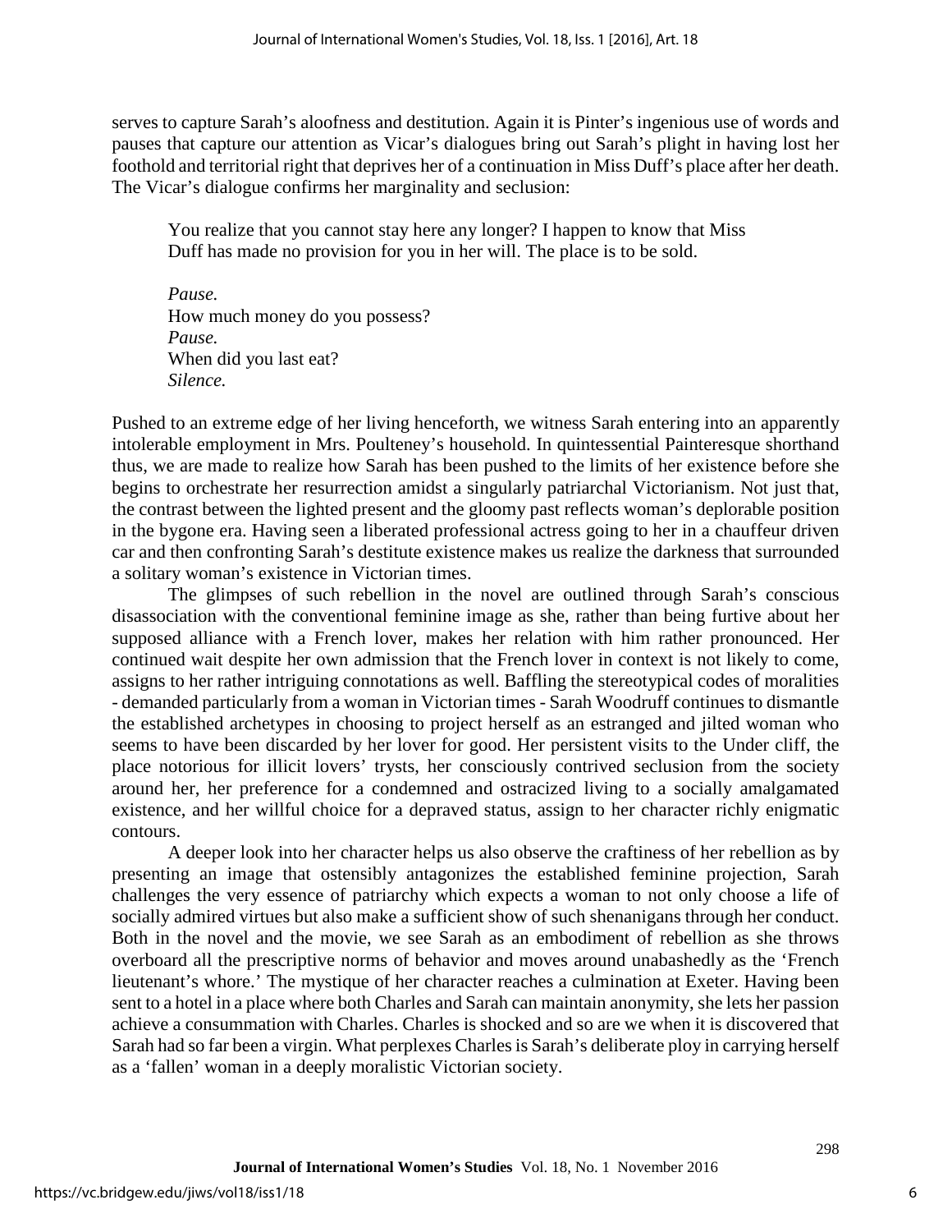serves to capture Sarah's aloofness and destitution. Again it is Pinter's ingenious use of words and pauses that capture our attention as Vicar's dialogues bring out Sarah's plight in having lost her foothold and territorial right that deprives her of a continuation in Miss Duff's place after her death. The Vicar's dialogue confirms her marginality and seclusion:

> You realize that you cannot stay here any longer? I happen to know that Miss Duff has made no provision for you in her will. The place is to be sold.
>
> *Pause.*
> How much money do you possess?
> *Pause.*
> When did you last eat?
> *Silence.*

Pushed to an extreme edge of her living henceforth, we witness Sarah entering into an apparently intolerable employment in Mrs. Poulteney's household. In quintessential Painteresque shorthand thus, we are made to realize how Sarah has been pushed to the limits of her existence before she begins to orchestrate her resurrection amidst a singularly patriarchal Victorianism. Not just that, the contrast between the lighted present and the gloomy past reflects woman's deplorable position in the bygone era. Having seen a liberated professional actress going to her in a chauffeur driven car and then confronting Sarah's destitute existence makes us realize the darkness that surrounded a solitary woman's existence in Victorian times.

The glimpses of such rebellion in the novel are outlined through Sarah's conscious disassociation with the conventional feminine image as she, rather than being furtive about her supposed alliance with a French lover, makes her relation with him rather pronounced. Her continued wait despite her own admission that the French lover in context is not likely to come, assigns to her rather intriguing connotations as well. Baffling the stereotypical codes of moralities - demanded particularly from a woman in Victorian times - Sarah Woodruff continues to dismantle the established archetypes in choosing to project herself as an estranged and jilted woman who seems to have been discarded by her lover for good. Her persistent visits to the Under cliff, the place notorious for illicit lovers' trysts, her consciously contrived seclusion from the society around her, her preference for a condemned and ostracized living to a socially amalgamated existence, and her willful choice for a depraved status, assign to her character richly enigmatic contours.

A deeper look into her character helps us also observe the craftiness of her rebellion as by presenting an image that ostensibly antagonizes the established feminine projection, Sarah challenges the very essence of patriarchy which expects a woman to not only choose a life of socially admired virtues but also make a sufficient show of such shenanigans through her conduct. Both in the novel and the movie, we see Sarah as an embodiment of rebellion as she throws overboard all the prescriptive norms of behavior and moves around unabashedly as the 'French lieutenant's whore.' The mystique of her character reaches a culmination at Exeter. Having been sent to a hotel in a place where both Charles and Sarah can maintain anonymity, she lets her passion achieve a consummation with Charles. Charles is shocked and so are we when it is discovered that Sarah had so far been a virgin. What perplexes Charles is Sarah's deliberate ploy in carrying herself as a 'fallen' woman in a deeply moralistic Victorian society.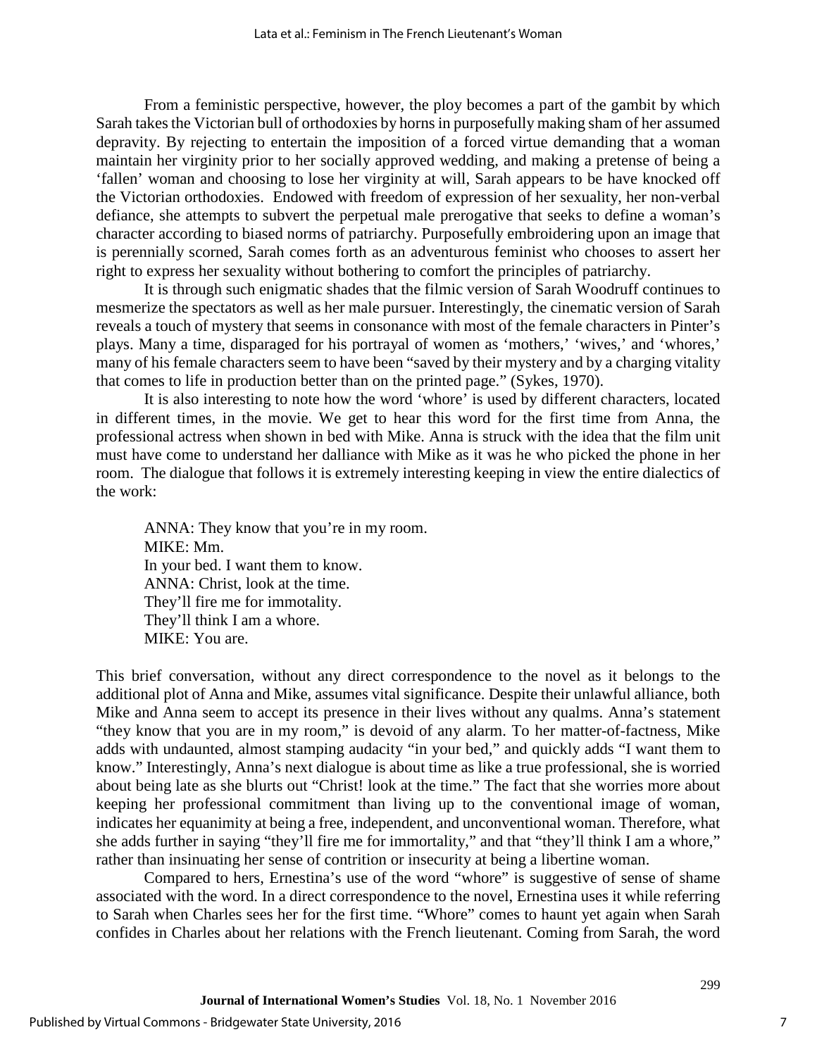From a feministic perspective, however, the ploy becomes a part of the gambit by which Sarah takes the Victorian bull of orthodoxies by horns in purposefully making sham of her assumed depravity. By rejecting to entertain the imposition of a forced virtue demanding that a woman maintain her virginity prior to her socially approved wedding, and making a pretense of being a 'fallen' woman and choosing to lose her virginity at will, Sarah appears to be have knocked off the Victorian orthodoxies. Endowed with freedom of expression of her sexuality, her non-verbal defiance, she attempts to subvert the perpetual male prerogative that seeks to define a woman's character according to biased norms of patriarchy. Purposefully embroidering upon an image that is perennially scorned, Sarah comes forth as an adventurous feminist who chooses to assert her right to express her sexuality without bothering to comfort the principles of patriarchy.

It is through such enigmatic shades that the filmic version of Sarah Woodruff continues to mesmerize the spectators as well as her male pursuer. Interestingly, the cinematic version of Sarah reveals a touch of mystery that seems in consonance with most of the female characters in Pinter's plays. Many a time, disparaged for his portrayal of women as 'mothers,' 'wives,' and 'whores,' many of his female characters seem to have been "saved by their mystery and by a charging vitality that comes to life in production better than on the printed page." (Sykes, 1970).

It is also interesting to note how the word 'whore' is used by different characters, located in different times, in the movie. We get to hear this word for the first time from Anna, the professional actress when shown in bed with Mike. Anna is struck with the idea that the film unit must have come to understand her dalliance with Mike as it was he who picked the phone in her room. The dialogue that follows it is extremely interesting keeping in view the entire dialectics of the work:

> ANNA: They know that you're in my room.
> MIKE: Mm.
> In your bed. I want them to know.
> ANNA: Christ, look at the time.
> They'll fire me for immotality.
> They'll think I am a whore.
> MIKE: You are.

This brief conversation, without any direct correspondence to the novel as it belongs to the additional plot of Anna and Mike, assumes vital significance. Despite their unlawful alliance, both Mike and Anna seem to accept its presence in their lives without any qualms. Anna's statement "they know that you are in my room," is devoid of any alarm. To her matter-of-factness, Mike adds with undaunted, almost stamping audacity "in your bed," and quickly adds "I want them to know." Interestingly, Anna's next dialogue is about time as like a true professional, she is worried about being late as she blurts out "Christ! look at the time." The fact that she worries more about keeping her professional commitment than living up to the conventional image of woman, indicates her equanimity at being a free, independent, and unconventional woman. Therefore, what she adds further in saying "they'll fire me for immortality," and that "they'll think I am a whore," rather than insinuating her sense of contrition or insecurity at being a libertine woman.

Compared to hers, Ernestina's use of the word "whore" is suggestive of sense of shame associated with the word. In a direct correspondence to the novel, Ernestina uses it while referring to Sarah when Charles sees her for the first time. "Whore" comes to haunt yet again when Sarah confides in Charles about her relations with the French lieutenant. Coming from Sarah, the word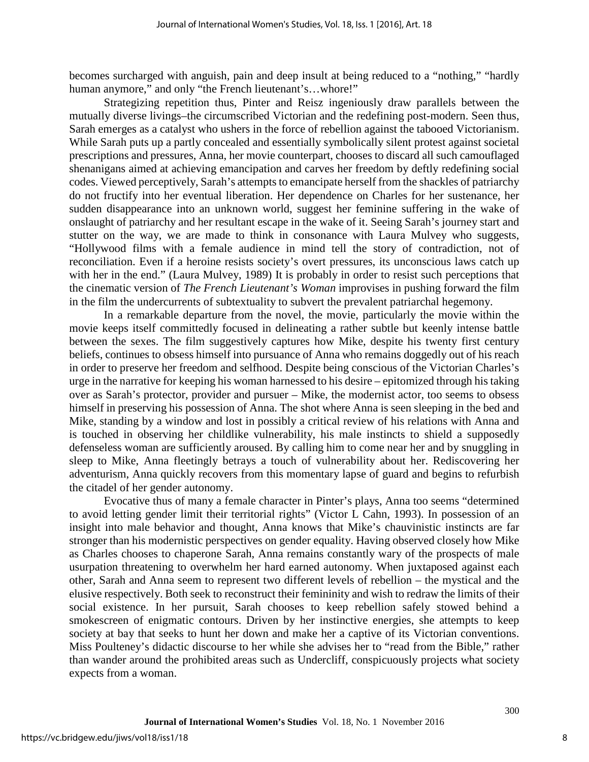becomes surcharged with anguish, pain and deep insult at being reduced to a "nothing," "hardly human anymore," and only "the French lieutenant's…whore!"

Strategizing repetition thus, Pinter and Reisz ingeniously draw parallels between the mutually diverse livings–the circumscribed Victorian and the redefining post-modern. Seen thus, Sarah emerges as a catalyst who ushers in the force of rebellion against the tabooed Victorianism. While Sarah puts up a partly concealed and essentially symbolically silent protest against societal prescriptions and pressures, Anna, her movie counterpart, chooses to discard all such camouflaged shenanigans aimed at achieving emancipation and carves her freedom by deftly redefining social codes. Viewed perceptively, Sarah's attempts to emancipate herself from the shackles of patriarchy do not fructify into her eventual liberation. Her dependence on Charles for her sustenance, her sudden disappearance into an unknown world, suggest her feminine suffering in the wake of onslaught of patriarchy and her resultant escape in the wake of it. Seeing Sarah's journey start and stutter on the way, we are made to think in consonance with Laura Mulvey who suggests, "Hollywood films with a female audience in mind tell the story of contradiction, not of reconciliation. Even if a heroine resists society's overt pressures, its unconscious laws catch up with her in the end." (Laura Mulvey, 1989) It is probably in order to resist such perceptions that the cinematic version of *The French Lieutenant's Woman* improvises in pushing forward the film in the film the undercurrents of subtextuality to subvert the prevalent patriarchal hegemony.

In a remarkable departure from the novel, the movie, particularly the movie within the movie keeps itself committedly focused in delineating a rather subtle but keenly intense battle between the sexes. The film suggestively captures how Mike, despite his twenty first century beliefs, continues to obsess himself into pursuance of Anna who remains doggedly out of his reach in order to preserve her freedom and selfhood. Despite being conscious of the Victorian Charles's urge in the narrative for keeping his woman harnessed to his desire – epitomized through his taking over as Sarah's protector, provider and pursuer – Mike, the modernist actor, too seems to obsess himself in preserving his possession of Anna. The shot where Anna is seen sleeping in the bed and Mike, standing by a window and lost in possibly a critical review of his relations with Anna and is touched in observing her childlike vulnerability, his male instincts to shield a supposedly defenseless woman are sufficiently aroused. By calling him to come near her and by snuggling in sleep to Mike, Anna fleetingly betrays a touch of vulnerability about her. Rediscovering her adventurism, Anna quickly recovers from this momentary lapse of guard and begins to refurbish the citadel of her gender autonomy.

Evocative thus of many a female character in Pinter's plays, Anna too seems "determined to avoid letting gender limit their territorial rights" (Victor L Cahn, 1993). In possession of an insight into male behavior and thought, Anna knows that Mike's chauvinistic instincts are far stronger than his modernistic perspectives on gender equality. Having observed closely how Mike as Charles chooses to chaperone Sarah, Anna remains constantly wary of the prospects of male usurpation threatening to overwhelm her hard earned autonomy. When juxtaposed against each other, Sarah and Anna seem to represent two different levels of rebellion – the mystical and the elusive respectively. Both seek to reconstruct their femininity and wish to redraw the limits of their social existence. In her pursuit, Sarah chooses to keep rebellion safely stowed behind a smokescreen of enigmatic contours. Driven by her instinctive energies, she attempts to keep society at bay that seeks to hunt her down and make her a captive of its Victorian conventions. Miss Poulteney's didactic discourse to her while she advises her to "read from the Bible," rather than wander around the prohibited areas such as Undercliff, conspicuously projects what society expects from a woman.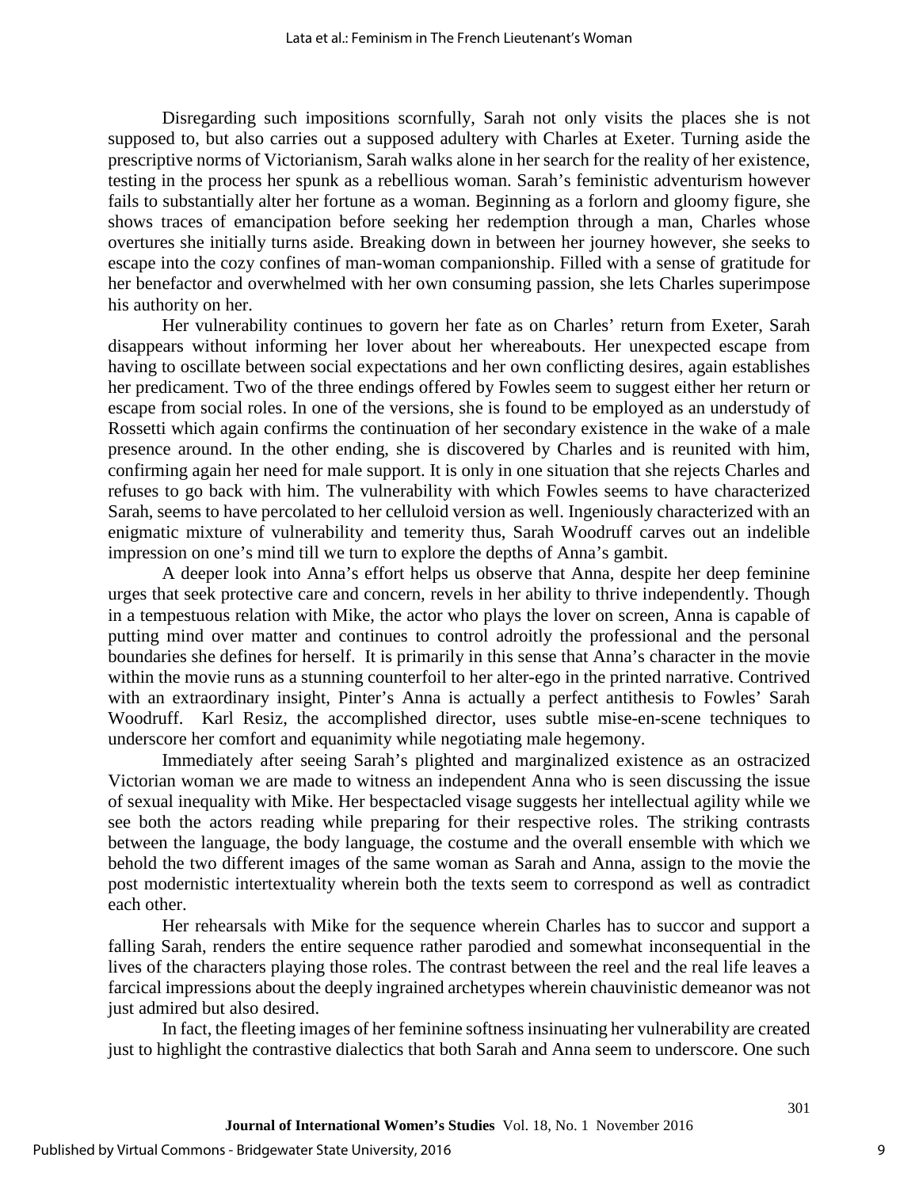Disregarding such impositions scornfully, Sarah not only visits the places she is not supposed to, but also carries out a supposed adultery with Charles at Exeter. Turning aside the prescriptive norms of Victorianism, Sarah walks alone in her search for the reality of her existence, testing in the process her spunk as a rebellious woman. Sarah's feministic adventurism however fails to substantially alter her fortune as a woman. Beginning as a forlorn and gloomy figure, she shows traces of emancipation before seeking her redemption through a man, Charles whose overtures she initially turns aside. Breaking down in between her journey however, she seeks to escape into the cozy confines of man-woman companionship. Filled with a sense of gratitude for her benefactor and overwhelmed with her own consuming passion, she lets Charles superimpose his authority on her.

Her vulnerability continues to govern her fate as on Charles' return from Exeter, Sarah disappears without informing her lover about her whereabouts. Her unexpected escape from having to oscillate between social expectations and her own conflicting desires, again establishes her predicament. Two of the three endings offered by Fowles seem to suggest either her return or escape from social roles. In one of the versions, she is found to be employed as an understudy of Rossetti which again confirms the continuation of her secondary existence in the wake of a male presence around. In the other ending, she is discovered by Charles and is reunited with him, confirming again her need for male support. It is only in one situation that she rejects Charles and refuses to go back with him. The vulnerability with which Fowles seems to have characterized Sarah, seems to have percolated to her celluloid version as well. Ingeniously characterized with an enigmatic mixture of vulnerability and temerity thus, Sarah Woodruff carves out an indelible impression on one's mind till we turn to explore the depths of Anna's gambit.

A deeper look into Anna's effort helps us observe that Anna, despite her deep feminine urges that seek protective care and concern, revels in her ability to thrive independently. Though in a tempestuous relation with Mike, the actor who plays the lover on screen, Anna is capable of putting mind over matter and continues to control adroitly the professional and the personal boundaries she defines for herself. It is primarily in this sense that Anna's character in the movie within the movie runs as a stunning counterfoil to her alter-ego in the printed narrative. Contrived with an extraordinary insight, Pinter's Anna is actually a perfect antithesis to Fowles' Sarah Woodruff. Karl Resiz, the accomplished director, uses subtle mise-en-scene techniques to underscore her comfort and equanimity while negotiating male hegemony.

Immediately after seeing Sarah's plighted and marginalized existence as an ostracized Victorian woman we are made to witness an independent Anna who is seen discussing the issue of sexual inequality with Mike. Her bespectacled visage suggests her intellectual agility while we see both the actors reading while preparing for their respective roles. The striking contrasts between the language, the body language, the costume and the overall ensemble with which we behold the two different images of the same woman as Sarah and Anna, assign to the movie the post modernistic intertextuality wherein both the texts seem to correspond as well as contradict each other.

Her rehearsals with Mike for the sequence wherein Charles has to succor and support a falling Sarah, renders the entire sequence rather parodied and somewhat inconsequential in the lives of the characters playing those roles. The contrast between the reel and the real life leaves a farcical impressions about the deeply ingrained archetypes wherein chauvinistic demeanor was not just admired but also desired.

In fact, the fleeting images of her feminine softness insinuating her vulnerability are created just to highlight the contrastive dialectics that both Sarah and Anna seem to underscore. One such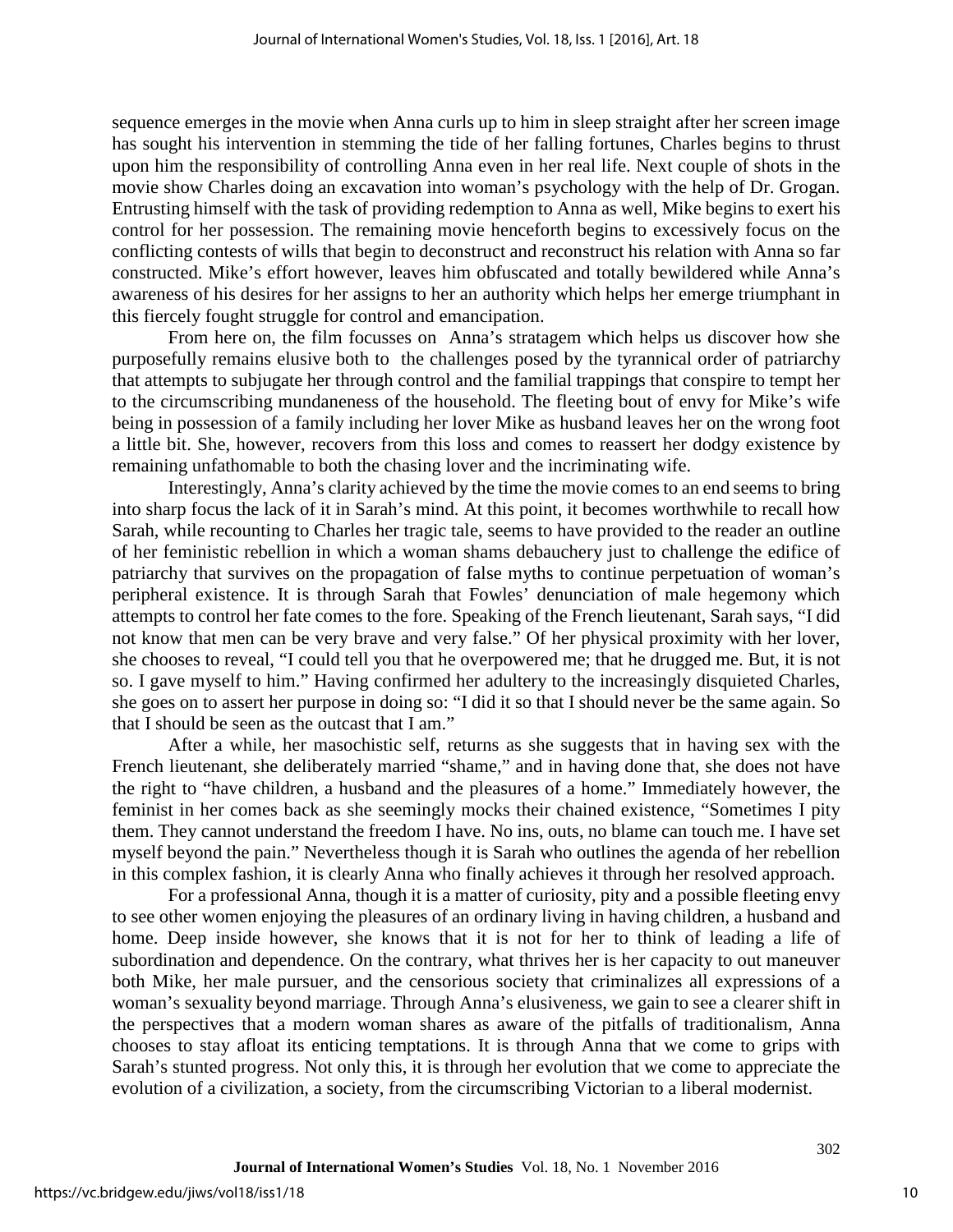sequence emerges in the movie when Anna curls up to him in sleep straight after her screen image has sought his intervention in stemming the tide of her falling fortunes, Charles begins to thrust upon him the responsibility of controlling Anna even in her real life. Next couple of shots in the movie show Charles doing an excavation into woman's psychology with the help of Dr. Grogan. Entrusting himself with the task of providing redemption to Anna as well, Mike begins to exert his control for her possession. The remaining movie henceforth begins to excessively focus on the conflicting contests of wills that begin to deconstruct and reconstruct his relation with Anna so far constructed. Mike's effort however, leaves him obfuscated and totally bewildered while Anna's awareness of his desires for her assigns to her an authority which helps her emerge triumphant in this fiercely fought struggle for control and emancipation.

From here on, the film focusses on Anna's stratagem which helps us discover how she purposefully remains elusive both to the challenges posed by the tyrannical order of patriarchy that attempts to subjugate her through control and the familial trappings that conspire to tempt her to the circumscribing mundaneness of the household. The fleeting bout of envy for Mike's wife being in possession of a family including her lover Mike as husband leaves her on the wrong foot a little bit. She, however, recovers from this loss and comes to reassert her dodgy existence by remaining unfathomable to both the chasing lover and the incriminating wife.

Interestingly, Anna's clarity achieved by the time the movie comes to an end seems to bring into sharp focus the lack of it in Sarah's mind. At this point, it becomes worthwhile to recall how Sarah, while recounting to Charles her tragic tale, seems to have provided to the reader an outline of her feministic rebellion in which a woman shams debauchery just to challenge the edifice of patriarchy that survives on the propagation of false myths to continue perpetuation of woman's peripheral existence. It is through Sarah that Fowles' denunciation of male hegemony which attempts to control her fate comes to the fore. Speaking of the French lieutenant, Sarah says, "I did not know that men can be very brave and very false." Of her physical proximity with her lover, she chooses to reveal, "I could tell you that he overpowered me; that he drugged me. But, it is not so. I gave myself to him." Having confirmed her adultery to the increasingly disquieted Charles, she goes on to assert her purpose in doing so: "I did it so that I should never be the same again. So that I should be seen as the outcast that I am."

After a while, her masochistic self, returns as she suggests that in having sex with the French lieutenant, she deliberately married "shame," and in having done that, she does not have the right to "have children, a husband and the pleasures of a home." Immediately however, the feminist in her comes back as she seemingly mocks their chained existence, "Sometimes I pity them. They cannot understand the freedom I have. No ins, outs, no blame can touch me. I have set myself beyond the pain." Nevertheless though it is Sarah who outlines the agenda of her rebellion in this complex fashion, it is clearly Anna who finally achieves it through her resolved approach.

For a professional Anna, though it is a matter of curiosity, pity and a possible fleeting envy to see other women enjoying the pleasures of an ordinary living in having children, a husband and home. Deep inside however, she knows that it is not for her to think of leading a life of subordination and dependence. On the contrary, what thrives her is her capacity to out maneuver both Mike, her male pursuer, and the censorious society that criminalizes all expressions of a woman's sexuality beyond marriage. Through Anna's elusiveness, we gain to see a clearer shift in the perspectives that a modern woman shares as aware of the pitfalls of traditionalism, Anna chooses to stay afloat its enticing temptations. It is through Anna that we come to grips with Sarah's stunted progress. Not only this, it is through her evolution that we come to appreciate the evolution of a civilization, a society, from the circumscribing Victorian to a liberal modernist.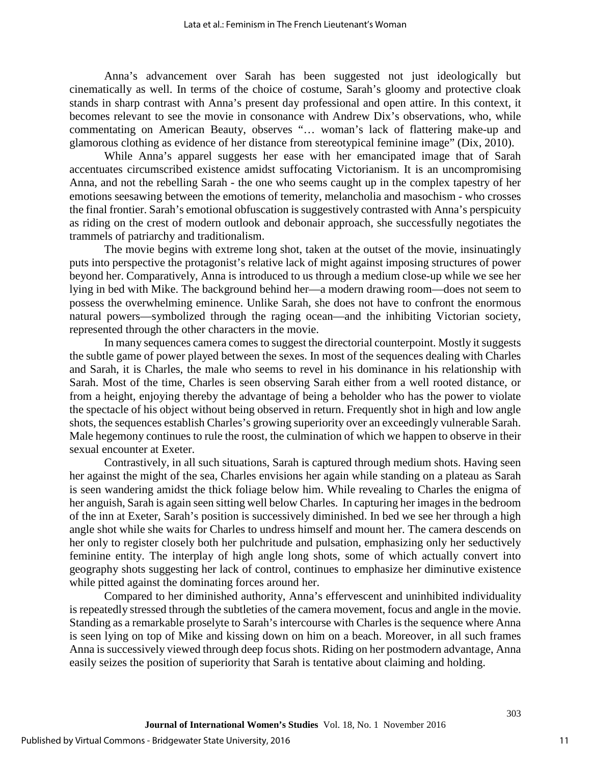Anna's advancement over Sarah has been suggested not just ideologically but cinematically as well. In terms of the choice of costume, Sarah's gloomy and protective cloak stands in sharp contrast with Anna's present day professional and open attire. In this context, it becomes relevant to see the movie in consonance with Andrew Dix's observations, who, while commentating on American Beauty, observes "… woman's lack of flattering make-up and glamorous clothing as evidence of her distance from stereotypical feminine image" (Dix, 2010).

While Anna's apparel suggests her ease with her emancipated image that of Sarah accentuates circumscribed existence amidst suffocating Victorianism. It is an uncompromising Anna, and not the rebelling Sarah - the one who seems caught up in the complex tapestry of her emotions seesawing between the emotions of temerity, melancholia and masochism - who crosses the final frontier. Sarah's emotional obfuscation is suggestively contrasted with Anna's perspicuity as riding on the crest of modern outlook and debonair approach, she successfully negotiates the trammels of patriarchy and traditionalism.

The movie begins with extreme long shot, taken at the outset of the movie, insinuatingly puts into perspective the protagonist's relative lack of might against imposing structures of power beyond her. Comparatively, Anna is introduced to us through a medium close-up while we see her lying in bed with Mike. The background behind her—a modern drawing room—does not seem to possess the overwhelming eminence. Unlike Sarah, she does not have to confront the enormous natural powers—symbolized through the raging ocean—and the inhibiting Victorian society, represented through the other characters in the movie.

In many sequences camera comes to suggest the directorial counterpoint. Mostly it suggests the subtle game of power played between the sexes. In most of the sequences dealing with Charles and Sarah, it is Charles, the male who seems to revel in his dominance in his relationship with Sarah. Most of the time, Charles is seen observing Sarah either from a well rooted distance, or from a height, enjoying thereby the advantage of being a beholder who has the power to violate the spectacle of his object without being observed in return. Frequently shot in high and low angle shots, the sequences establish Charles's growing superiority over an exceedingly vulnerable Sarah. Male hegemony continues to rule the roost, the culmination of which we happen to observe in their sexual encounter at Exeter.

Contrastively, in all such situations, Sarah is captured through medium shots. Having seen her against the might of the sea, Charles envisions her again while standing on a plateau as Sarah is seen wandering amidst the thick foliage below him. While revealing to Charles the enigma of her anguish, Sarah is again seen sitting well below Charles. In capturing her images in the bedroom of the inn at Exeter, Sarah's position is successively diminished. In bed we see her through a high angle shot while she waits for Charles to undress himself and mount her. The camera descends on her only to register closely both her pulchritude and pulsation, emphasizing only her seductively feminine entity. The interplay of high angle long shots, some of which actually convert into geography shots suggesting her lack of control, continues to emphasize her diminutive existence while pitted against the dominating forces around her.

Compared to her diminished authority, Anna's effervescent and uninhibited individuality is repeatedly stressed through the subtleties of the camera movement, focus and angle in the movie. Standing as a remarkable proselyte to Sarah's intercourse with Charles is the sequence where Anna is seen lying on top of Mike and kissing down on him on a beach. Moreover, in all such frames Anna is successively viewed through deep focus shots. Riding on her postmodern advantage, Anna easily seizes the position of superiority that Sarah is tentative about claiming and holding.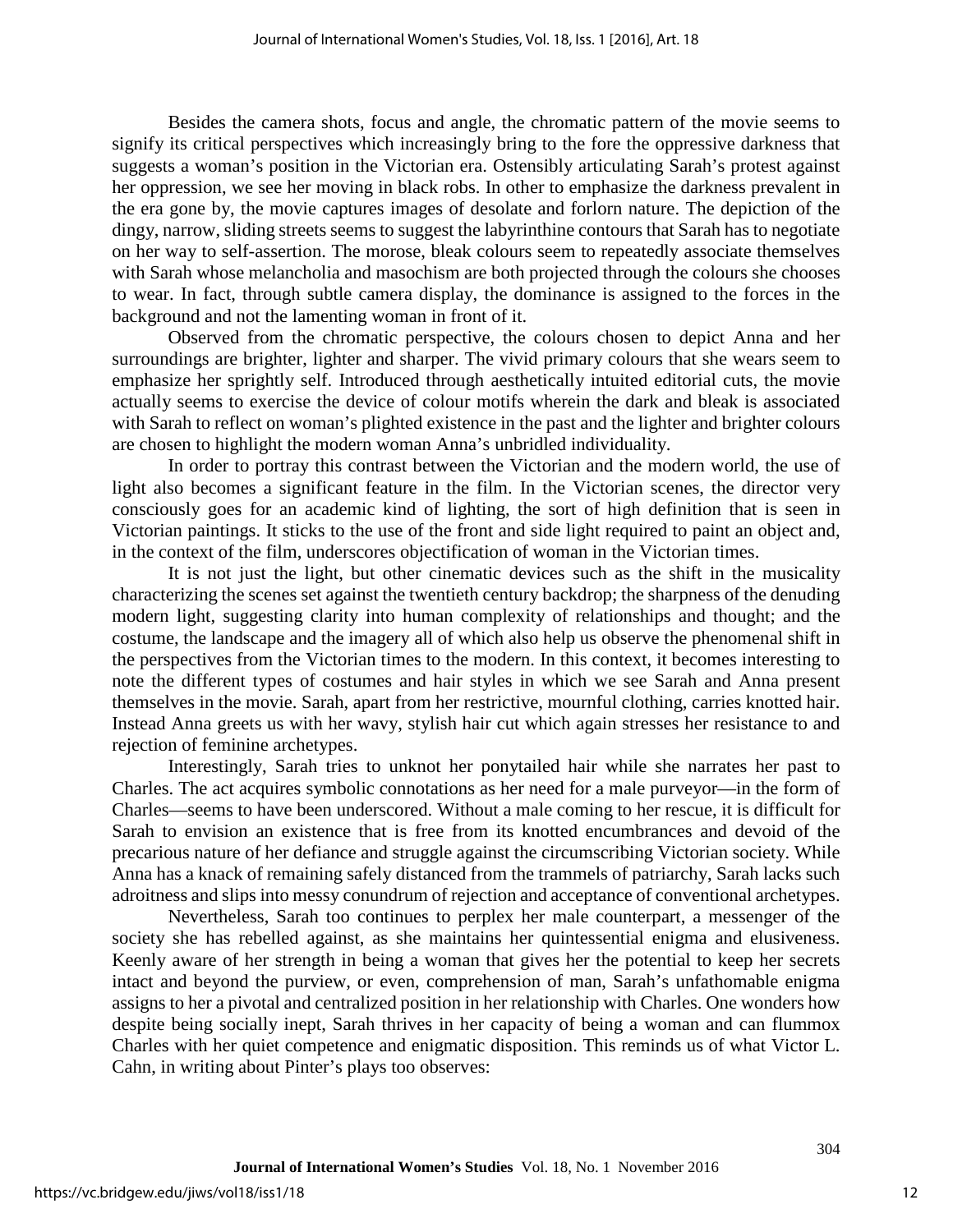Besides the camera shots, focus and angle, the chromatic pattern of the movie seems to signify its critical perspectives which increasingly bring to the fore the oppressive darkness that suggests a woman's position in the Victorian era. Ostensibly articulating Sarah's protest against her oppression, we see her moving in black robs. In other to emphasize the darkness prevalent in the era gone by, the movie captures images of desolate and forlorn nature. The depiction of the dingy, narrow, sliding streets seems to suggest the labyrinthine contours that Sarah has to negotiate on her way to self-assertion. The morose, bleak colours seem to repeatedly associate themselves with Sarah whose melancholia and masochism are both projected through the colours she chooses to wear. In fact, through subtle camera display, the dominance is assigned to the forces in the background and not the lamenting woman in front of it.

Observed from the chromatic perspective, the colours chosen to depict Anna and her surroundings are brighter, lighter and sharper. The vivid primary colours that she wears seem to emphasize her sprightly self. Introduced through aesthetically intuited editorial cuts, the movie actually seems to exercise the device of colour motifs wherein the dark and bleak is associated with Sarah to reflect on woman's plighted existence in the past and the lighter and brighter colours are chosen to highlight the modern woman Anna's unbridled individuality.

In order to portray this contrast between the Victorian and the modern world, the use of light also becomes a significant feature in the film. In the Victorian scenes, the director very consciously goes for an academic kind of lighting, the sort of high definition that is seen in Victorian paintings. It sticks to the use of the front and side light required to paint an object and, in the context of the film, underscores objectification of woman in the Victorian times.

It is not just the light, but other cinematic devices such as the shift in the musicality characterizing the scenes set against the twentieth century backdrop; the sharpness of the denuding modern light, suggesting clarity into human complexity of relationships and thought; and the costume, the landscape and the imagery all of which also help us observe the phenomenal shift in the perspectives from the Victorian times to the modern. In this context, it becomes interesting to note the different types of costumes and hair styles in which we see Sarah and Anna present themselves in the movie. Sarah, apart from her restrictive, mournful clothing, carries knotted hair. Instead Anna greets us with her wavy, stylish hair cut which again stresses her resistance to and rejection of feminine archetypes.

Interestingly, Sarah tries to unknot her ponytailed hair while she narrates her past to Charles. The act acquires symbolic connotations as her need for a male purveyor—in the form of Charles—seems to have been underscored. Without a male coming to her rescue, it is difficult for Sarah to envision an existence that is free from its knotted encumbrances and devoid of the precarious nature of her defiance and struggle against the circumscribing Victorian society. While Anna has a knack of remaining safely distanced from the trammels of patriarchy, Sarah lacks such adroitness and slips into messy conundrum of rejection and acceptance of conventional archetypes.

Nevertheless, Sarah too continues to perplex her male counterpart, a messenger of the society she has rebelled against, as she maintains her quintessential enigma and elusiveness. Keenly aware of her strength in being a woman that gives her the potential to keep her secrets intact and beyond the purview, or even, comprehension of man, Sarah's unfathomable enigma assigns to her a pivotal and centralized position in her relationship with Charles. One wonders how despite being socially inept, Sarah thrives in her capacity of being a woman and can flummox Charles with her quiet competence and enigmatic disposition. This reminds us of what Victor L. Cahn, in writing about Pinter's plays too observes: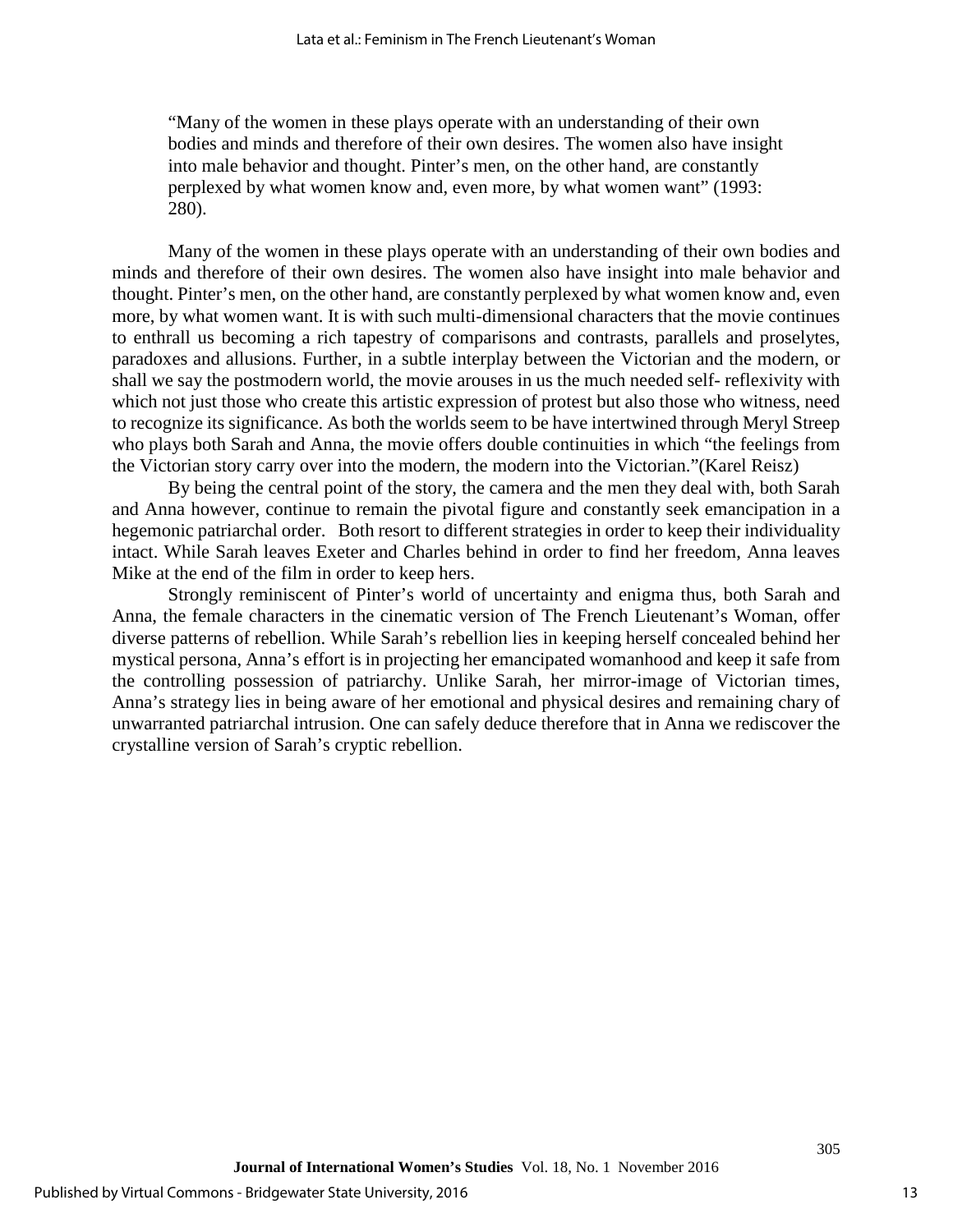> "Many of the women in these plays operate with an understanding of their own bodies and minds and therefore of their own desires. The women also have insight into male behavior and thought. Pinter's men, on the other hand, are constantly perplexed by what women know and, even more, by what women want" (1993: 280).

Many of the women in these plays operate with an understanding of their own bodies and minds and therefore of their own desires. The women also have insight into male behavior and thought. Pinter's men, on the other hand, are constantly perplexed by what women know and, even more, by what women want. It is with such multi-dimensional characters that the movie continues to enthrall us becoming a rich tapestry of comparisons and contrasts, parallels and proselytes, paradoxes and allusions. Further, in a subtle interplay between the Victorian and the modern, or shall we say the postmodern world, the movie arouses in us the much needed self- reflexivity with which not just those who create this artistic expression of protest but also those who witness, need to recognize its significance. As both the worlds seem to be have intertwined through Meryl Streep who plays both Sarah and Anna, the movie offers double continuities in which "the feelings from the Victorian story carry over into the modern, the modern into the Victorian."(Karel Reisz)

By being the central point of the story, the camera and the men they deal with, both Sarah and Anna however, continue to remain the pivotal figure and constantly seek emancipation in a hegemonic patriarchal order. Both resort to different strategies in order to keep their individuality intact. While Sarah leaves Exeter and Charles behind in order to find her freedom, Anna leaves Mike at the end of the film in order to keep hers.

Strongly reminiscent of Pinter's world of uncertainty and enigma thus, both Sarah and Anna, the female characters in the cinematic version of The French Lieutenant's Woman, offer diverse patterns of rebellion. While Sarah's rebellion lies in keeping herself concealed behind her mystical persona, Anna's effort is in projecting her emancipated womanhood and keep it safe from the controlling possession of patriarchy. Unlike Sarah, her mirror-image of Victorian times, Anna's strategy lies in being aware of her emotional and physical desires and remaining chary of unwarranted patriarchal intrusion. One can safely deduce therefore that in Anna we rediscover the crystalline version of Sarah's cryptic rebellion.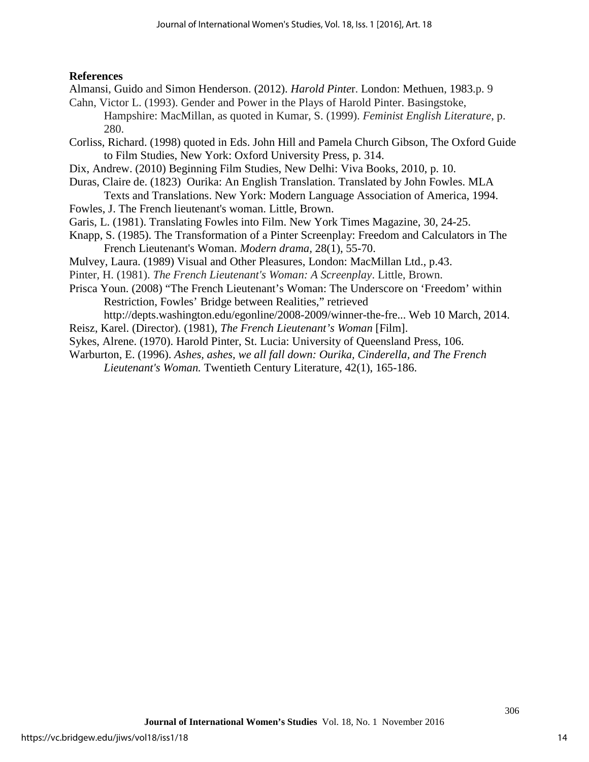**References**

Almansi, Guido and Simon Henderson. (2012). *Harold Pinter*. London: Methuen, 1983.p. 9

Cahn, Victor L. (1993). Gender and Power in the Plays of Harold Pinter. Basingstoke, Hampshire: MacMillan, as quoted in Kumar, S. (1999). *Feminist English Literature*, p. 280.

Corliss, Richard. (1998) quoted in Eds. John Hill and Pamela Church Gibson, The Oxford Guide to Film Studies, New York: Oxford University Press, p. 314.

Dix, Andrew. (2010) Beginning Film Studies, New Delhi: Viva Books, 2010, p. 10.

Duras, Claire de. (1823) Ourika: An English Translation. Translated by John Fowles. MLA Texts and Translations. New York: Modern Language Association of America, 1994.

Fowles, J. The French lieutenant's woman. Little, Brown.

Garis, L. (1981). Translating Fowles into Film. New York Times Magazine, 30, 24-25.

Knapp, S. (1985). The Transformation of a Pinter Screenplay: Freedom and Calculators in The French Lieutenant's Woman. *Modern drama*, 28(1), 55-70.

Mulvey, Laura. (1989) Visual and Other Pleasures, London: MacMillan Ltd., p.43.

Pinter, H. (1981). *The French Lieutenant's Woman: A Screenplay*. Little, Brown.

Prisca Youn. (2008) "The French Lieutenant's Woman: The Underscore on 'Freedom' within Restriction, Fowles' Bridge between Realities," retrieved http://depts.washington.edu/egonline/2008-2009/winner-the-fre... Web 10 March, 2014.

Reisz, Karel. (Director). (1981), *The French Lieutenant's Woman* [Film].

Sykes, Alrene. (1970). Harold Pinter, St. Lucia: University of Queensland Press, 106.

Warburton, E. (1996). *Ashes, ashes, we all fall down: Ourika, Cinderella, and The French Lieutenant's Woman.* Twentieth Century Literature, 42(1), 165-186.